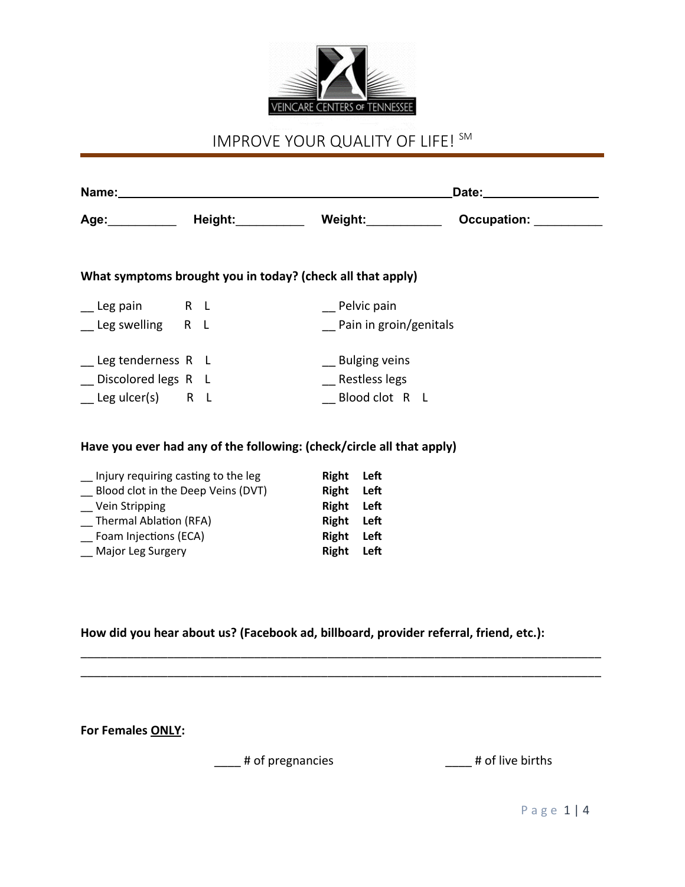VEINCARE CENTERS of TENNESSEE

# IMPROVE YOUR QUALITY OF LIFE! SM

**Name:**_______________________________________________ **Date:**_________________

**Age:**__________ **Height:**__________ **Weight:**___________ **Occupation:** __________

**What symptoms brought you in today? (check all that apply)**

__ Leg pain R L

__ Leg swelling R L

__ Leg tenderness R L

__ Discolored legs R L

__ Leg ulcer(s) R L

__ Pelvic pain

__ Pain in groin/genitals

__ Bulging veins

__ Restless legs

__ Blood clot R L

**Have you ever had any of the following: (check/circle all that apply)**

__ Injury requiring casting to the leg **Right Left**

__ Blood clot in the Deep Veins (DVT) **Right Left**

__ Vein Stripping **Right Left**

__ Thermal Ablation (RFA) **Right Left**

__ Foam Injections (ECA) **Right Left**

__ Major Leg Surgery **Right Left**

**How did you hear about us? (Facebook ad, billboard, provider referral, friend, etc.):**

_______________________________________________________________________________

_______________________________________________________________________________

**For Females ONLY:**

____ # of pregnancies ____ # of live births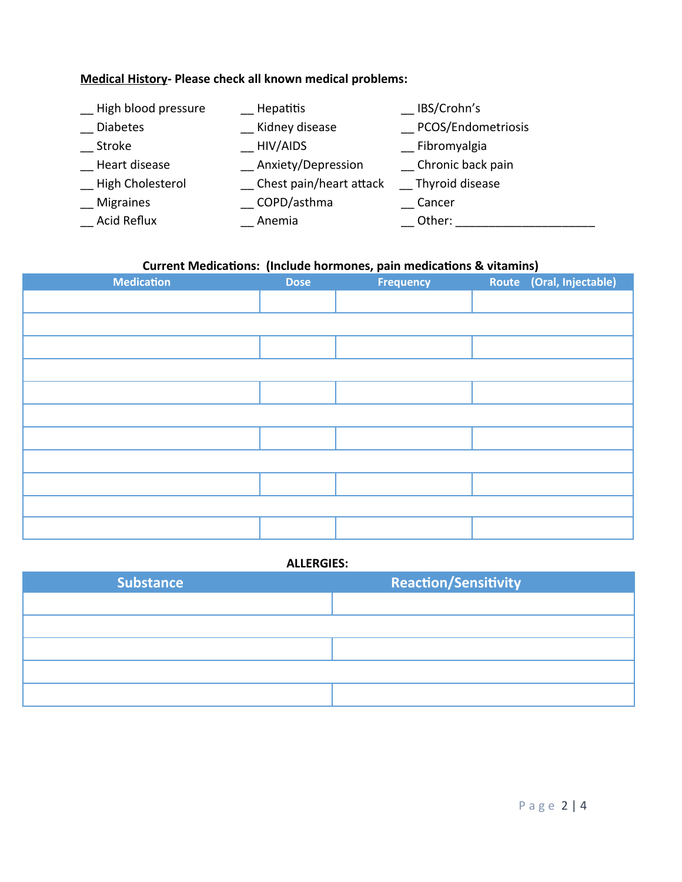**<u>Medical History</u>- Please check all known medical problems:**

__ High blood pressure
__ Diabetes
__ Stroke
__ Heart disease
__ High Cholesterol
__ Migraines
__ Acid Reflux
__ Hepatitis
__ Kidney disease
__ HIV/AIDS
__ Anxiety/Depression
__ Chest pain/heart attack
__ COPD/asthma
__ Anemia
__ IBS/Crohn's
__ PCOS/Endometriosis
__ Fibromyalgia
__ Chronic back pain
__ Thyroid disease
__ Cancer
__ Other: ____________________

**Current Medications: (Include hormones, pain medications & vitamins)**

| Medication | Dose | Frequency | Route (Oral, Injectable) |
|---|---|---|---|
| | | | |
| | | | |
| | | | |
| | | | |
| | | | |
| | | | |
| | | | |
| | | | |
| | | | |
| | | | |
| | | | |

**ALLERGIES:**

| Substance | Reaction/Sensitivity |
|---|---|
| | |
| | |
| | |
| | |
| | |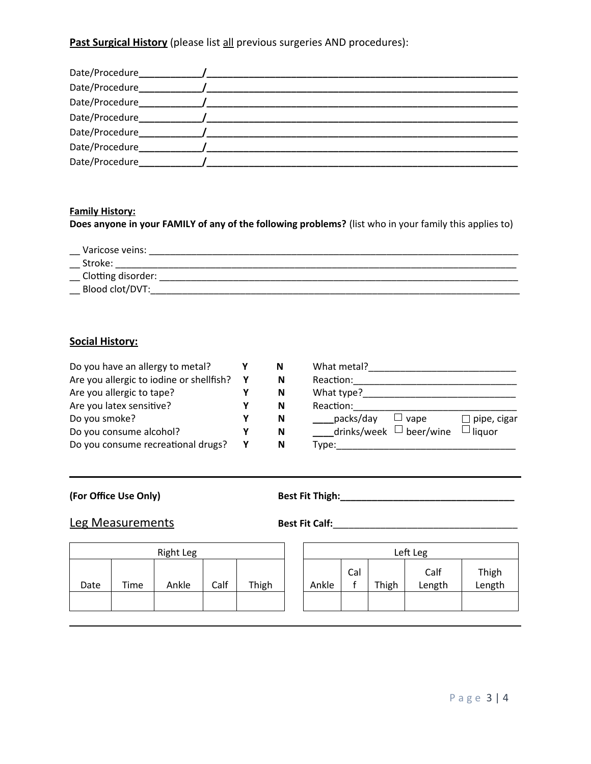**Past Surgical History** (please list all previous surgeries AND procedures):

Date/Procedure____________/______________________________________________________________

Date/Procedure____________/______________________________________________________________

Date/Procedure____________/______________________________________________________________

Date/Procedure____________/______________________________________________________________

Date/Procedure____________/______________________________________________________________

Date/Procedure____________/______________________________________________________________

Date/Procedure____________/______________________________________________________________

**Family History:**

**Does anyone in your FAMILY of any of the following problems?** (list who in your family this applies to)

__ Varicose veins: ___________________________________________________________________________

__ Stroke: ________________________________________________________________________________

__ Clotting disorder: _________________________________________________________________________

__ Blood clot/DVT:___________________________________________________________________________

**Social History:**

| | | | |
|---|---|---|---|
| Do you have an allergy to metal? | **Y** | **N** | What metal?____________________________ |
| Are you allergic to iodine or shellfish? | **Y** | **N** | Reaction:________________________________ |
| Are you allergic to tape? | **Y** | **N** | What type?_____________________________ |
| Are you latex sensitive? | **Y** | **N** | Reaction:________________________________ |
| Do you smoke? | **Y** | **N** | ____packs/day ☐ vape ☐ pipe, cigar |
| Do you consume alcohol? | **Y** | **N** | ____drinks/week ☐ beer/wine ☐ liquor |
| Do you consume recreational drugs? | **Y** | **N** | Type:___________________________________ |

---

**(For Office Use Only)**

**Best Fit Thigh:**__________________________________

**Leg Measurements**

**Best Fit Calf:**___________________________________

| Right Leg | | | | |
|---|---|---|---|---|
| Date | Time | Ankle | Calf | Thigh |
| | | | | |

| Left Leg | | | | |
|---|---|---|---|---|
| Ankle | Calf | Thigh | Calf Length | Thigh Length |
| | | | | |

---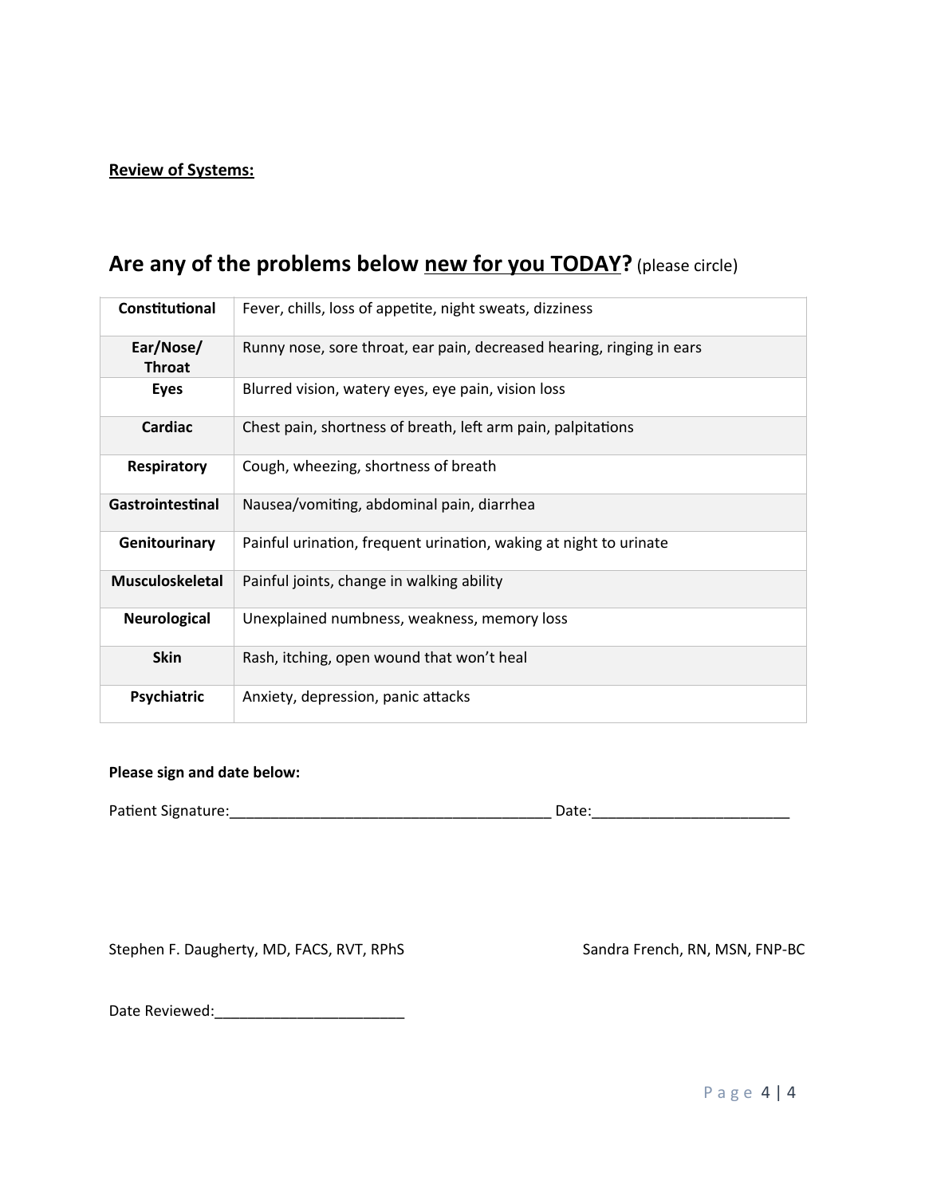**Review of Systems:**

## Are any of the problems below new for you TODAY? (please circle)

| | |
|---|---|
| **Constitutional** | Fever, chills, loss of appetite, night sweats, dizziness |
| **Ear/Nose/ Throat** | Runny nose, sore throat, ear pain, decreased hearing, ringing in ears |
| **Eyes** | Blurred vision, watery eyes, eye pain, vision loss |
| **Cardiac** | Chest pain, shortness of breath, left arm pain, palpitations |
| **Respiratory** | Cough, wheezing, shortness of breath |
| **Gastrointestinal** | Nausea/vomiting, abdominal pain, diarrhea |
| **Genitourinary** | Painful urination, frequent urination, waking at night to urinate |
| **Musculoskeletal** | Painful joints, change in walking ability |
| **Neurological** | Unexplained numbness, weakness, memory loss |
| **Skin** | Rash, itching, open wound that won't heal |
| **Psychiatric** | Anxiety, depression, panic attacks |

**Please sign and date below:**

Patient Signature:_______________________________________ Date:________________________

Stephen F. Daugherty, MD, FACS, RVT, RPhS

Sandra French, RN, MSN, FNP-BC

Date Reviewed:_______________________